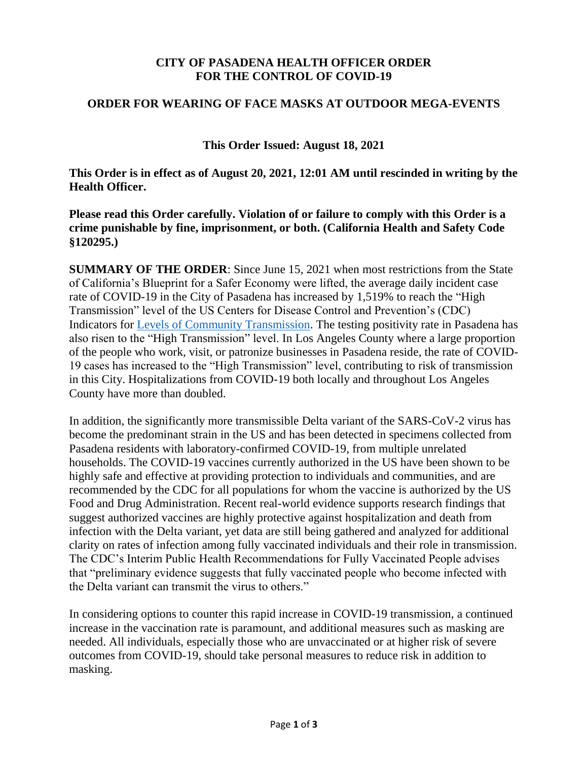# CITY OF PASADENA HEALTH OFFICER ORDER FOR THE CONTROL OF COVID-19

## ORDER FOR WEARING OF FACE MASKS AT OUTDOOR MEGA-EVENTS

**This Order Issued: August 18, 2021**

**This Order is in effect as of August 20, 2021, 12:01 AM until rescinded in writing by the Health Officer.**

**Please read this Order carefully. Violation of or failure to comply with this Order is a crime punishable by fine, imprisonment, or both. (California Health and Safety Code §120295.)**

**SUMMARY OF THE ORDER**: Since June 15, 2021 when most restrictions from the State of California's Blueprint for a Safer Economy were lifted, the average daily incident case rate of COVID-19 in the City of Pasadena has increased by 1,519% to reach the "High Transmission" level of the US Centers for Disease Control and Prevention's (CDC) Indicators for Levels of Community Transmission. The testing positivity rate in Pasadena has also risen to the "High Transmission" level. In Los Angeles County where a large proportion of the people who work, visit, or patronize businesses in Pasadena reside, the rate of COVID-19 cases has increased to the "High Transmission" level, contributing to risk of transmission in this City. Hospitalizations from COVID-19 both locally and throughout Los Angeles County have more than doubled.

In addition, the significantly more transmissible Delta variant of the SARS-CoV-2 virus has become the predominant strain in the US and has been detected in specimens collected from Pasadena residents with laboratory-confirmed COVID-19, from multiple unrelated households. The COVID-19 vaccines currently authorized in the US have been shown to be highly safe and effective at providing protection to individuals and communities, and are recommended by the CDC for all populations for whom the vaccine is authorized by the US Food and Drug Administration. Recent real-world evidence supports research findings that suggest authorized vaccines are highly protective against hospitalization and death from infection with the Delta variant, yet data are still being gathered and analyzed for additional clarity on rates of infection among fully vaccinated individuals and their role in transmission. The CDC's Interim Public Health Recommendations for Fully Vaccinated People advises that "preliminary evidence suggests that fully vaccinated people who become infected with the Delta variant can transmit the virus to others."

In considering options to counter this rapid increase in COVID-19 transmission, a continued increase in the vaccination rate is paramount, and additional measures such as masking are needed. All individuals, especially those who are unvaccinated or at higher risk of severe outcomes from COVID-19, should take personal measures to reduce risk in addition to masking.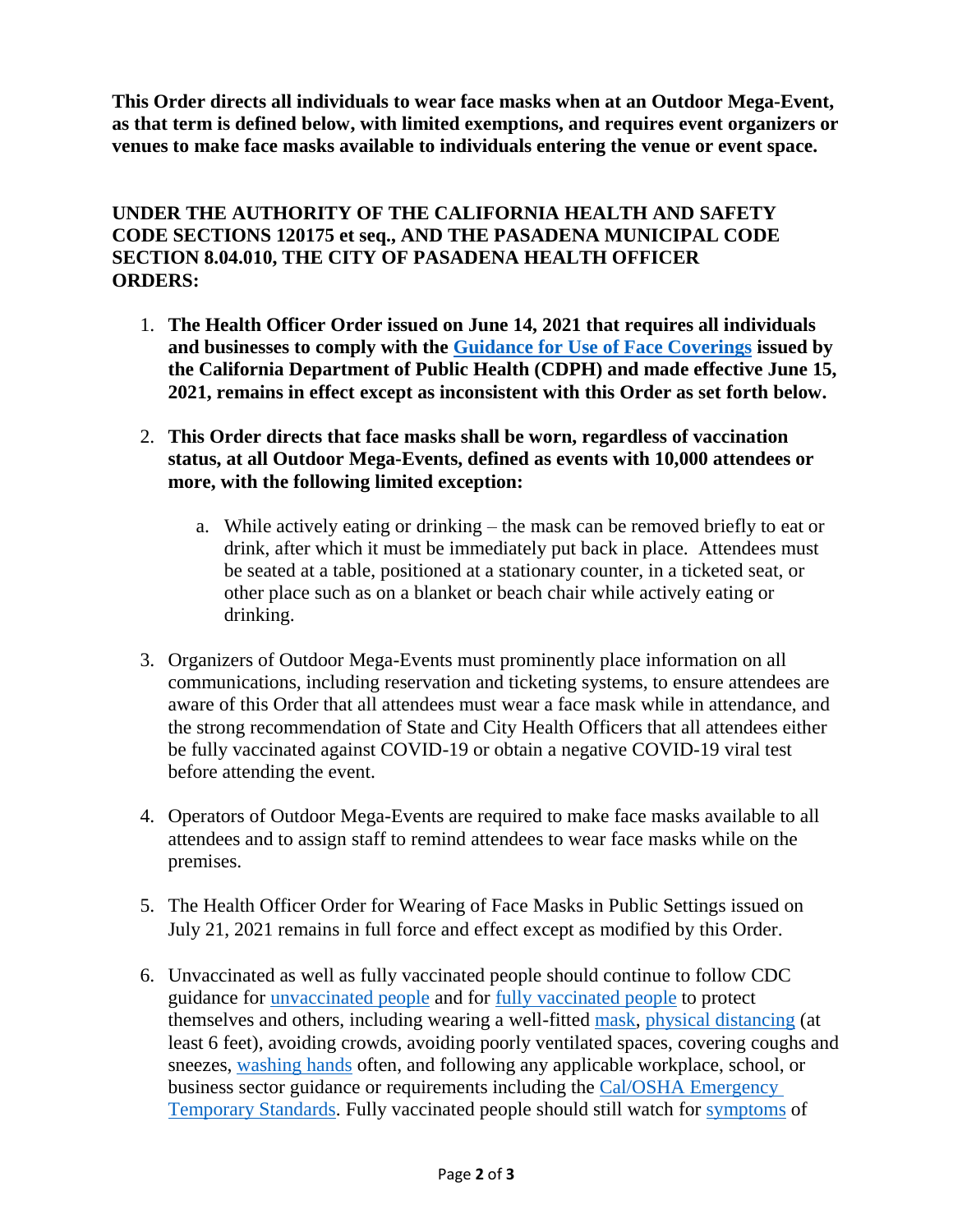**This Order directs all individuals to wear face masks when at an Outdoor Mega-Event, as that term is defined below, with limited exemptions, and requires event organizers or venues to make face masks available to individuals entering the venue or event space.**

**UNDER THE AUTHORITY OF THE CALIFORNIA HEALTH AND SAFETY CODE SECTIONS 120175 et seq., AND THE PASADENA MUNICIPAL CODE SECTION 8.04.010, THE CITY OF PASADENA HEALTH OFFICER ORDERS:**

1. **The Health Officer Order issued on June 14, 2021 that requires all individuals and businesses to comply with the Guidance for Use of Face Coverings issued by the California Department of Public Health (CDPH) and made effective June 15, 2021, remains in effect except as inconsistent with this Order as set forth below.**

2. **This Order directs that face masks shall be worn, regardless of vaccination status, at all Outdoor Mega-Events, defined as events with 10,000 attendees or more, with the following limited exception:**

   a. While actively eating or drinking – the mask can be removed briefly to eat or drink, after which it must be immediately put back in place. Attendees must be seated at a table, positioned at a stationary counter, in a ticketed seat, or other place such as on a blanket or beach chair while actively eating or drinking.

3. Organizers of Outdoor Mega-Events must prominently place information on all communications, including reservation and ticketing systems, to ensure attendees are aware of this Order that all attendees must wear a face mask while in attendance, and the strong recommendation of State and City Health Officers that all attendees either be fully vaccinated against COVID-19 or obtain a negative COVID-19 viral test before attending the event.

4. Operators of Outdoor Mega-Events are required to make face masks available to all attendees and to assign staff to remind attendees to wear face masks while on the premises.

5. The Health Officer Order for Wearing of Face Masks in Public Settings issued on July 21, 2021 remains in full force and effect except as modified by this Order.

6. Unvaccinated as well as fully vaccinated people should continue to follow CDC guidance for unvaccinated people and for fully vaccinated people to protect themselves and others, including wearing a well-fitted mask, physical distancing (at least 6 feet), avoiding crowds, avoiding poorly ventilated spaces, covering coughs and sneezes, washing hands often, and following any applicable workplace, school, or business sector guidance or requirements including the Cal/OSHA Emergency Temporary Standards. Fully vaccinated people should still watch for symptoms of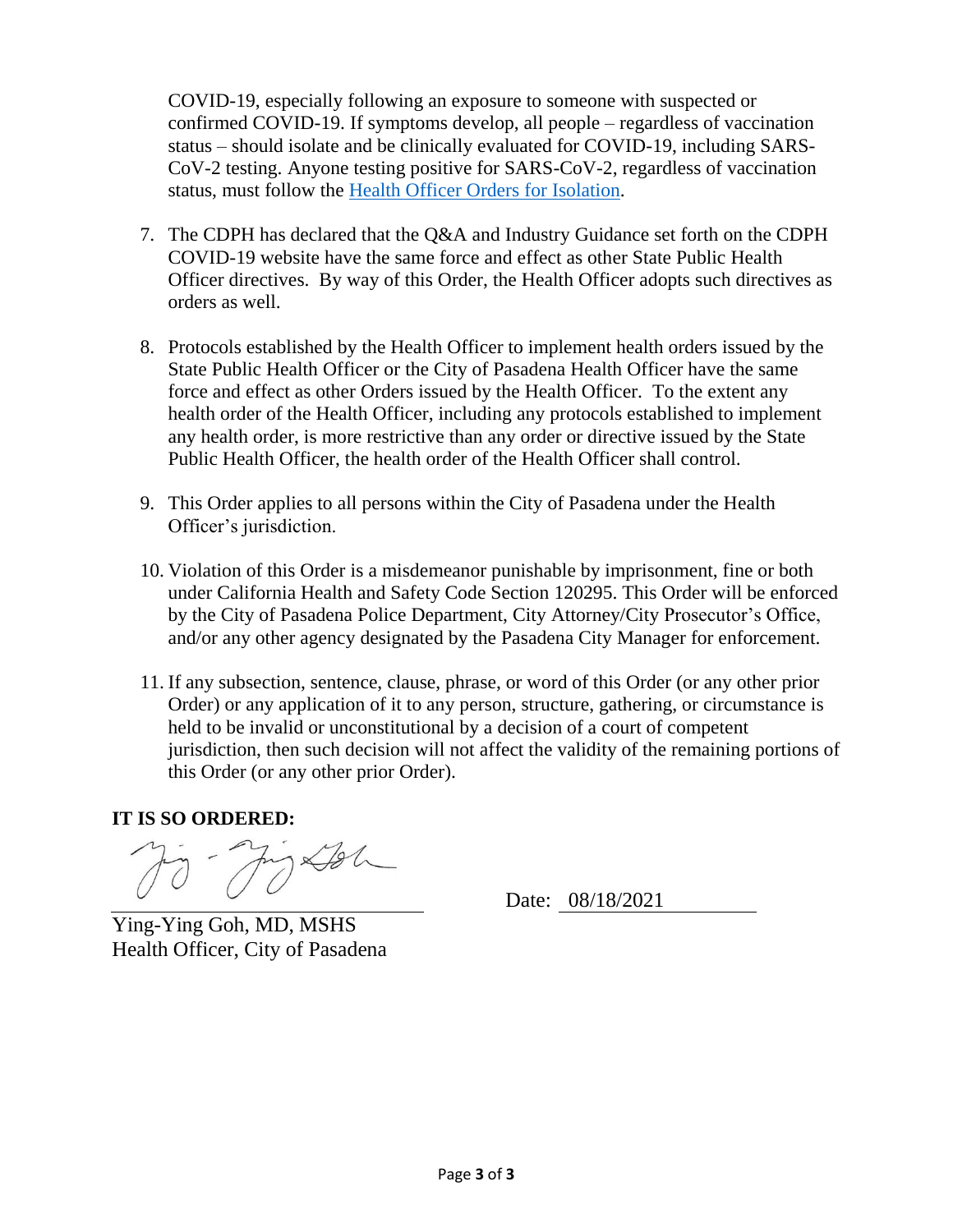COVID-19, especially following an exposure to someone with suspected or confirmed COVID-19. If symptoms develop, all people – regardless of vaccination status – should isolate and be clinically evaluated for COVID-19, including SARS-CoV-2 testing. Anyone testing positive for SARS-CoV-2, regardless of vaccination status, must follow the Health Officer Orders for Isolation.

7. The CDPH has declared that the Q&A and Industry Guidance set forth on the CDPH COVID-19 website have the same force and effect as other State Public Health Officer directives. By way of this Order, the Health Officer adopts such directives as orders as well.

8. Protocols established by the Health Officer to implement health orders issued by the State Public Health Officer or the City of Pasadena Health Officer have the same force and effect as other Orders issued by the Health Officer. To the extent any health order of the Health Officer, including any protocols established to implement any health order, is more restrictive than any order or directive issued by the State Public Health Officer, the health order of the Health Officer shall control.

9. This Order applies to all persons within the City of Pasadena under the Health Officer's jurisdiction.

10. Violation of this Order is a misdemeanor punishable by imprisonment, fine or both under California Health and Safety Code Section 120295. This Order will be enforced by the City of Pasadena Police Department, City Attorney/City Prosecutor's Office, and/or any other agency designated by the Pasadena City Manager for enforcement.

11. If any subsection, sentence, clause, phrase, or word of this Order (or any other prior Order) or any application of it to any person, structure, gathering, or circumstance is held to be invalid or unconstitutional by a decision of a court of competent jurisdiction, then such decision will not affect the validity of the remaining portions of this Order (or any other prior Order).

**IT IS SO ORDERED:**

Ying-Ying Goh, MD, MSHS
Health Officer, City of Pasadena

Date: 08/18/2021